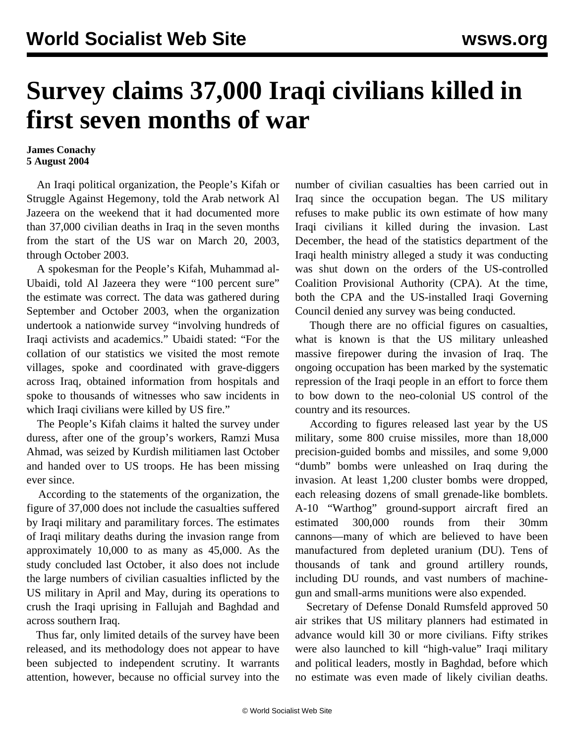# Survey claims 37,000 Iraqi civilians killed in first seven months of war

**James Conachy**
**5 August 2004**

An Iraqi political organization, the People's Kifah or Struggle Against Hegemony, told the Arab network Al Jazeera on the weekend that it had documented more than 37,000 civilian deaths in Iraq in the seven months from the start of the US war on March 20, 2003, through October 2003.

A spokesman for the People's Kifah, Muhammad al-Ubaidi, told Al Jazeera they were "100 percent sure" the estimate was correct. The data was gathered during September and October 2003, when the organization undertook a nationwide survey "involving hundreds of Iraqi activists and academics." Ubaidi stated: "For the collation of our statistics we visited the most remote villages, spoke and coordinated with grave-diggers across Iraq, obtained information from hospitals and spoke to thousands of witnesses who saw incidents in which Iraqi civilians were killed by US fire."

The People's Kifah claims it halted the survey under duress, after one of the group's workers, Ramzi Musa Ahmad, was seized by Kurdish militiamen last October and handed over to US troops. He has been missing ever since.

According to the statements of the organization, the figure of 37,000 does not include the casualties suffered by Iraqi military and paramilitary forces. The estimates of Iraqi military deaths during the invasion range from approximately 10,000 to as many as 45,000. As the study concluded last October, it also does not include the large numbers of civilian casualties inflicted by the US military in April and May, during its operations to crush the Iraqi uprising in Fallujah and Baghdad and across southern Iraq.

Thus far, only limited details of the survey have been released, and its methodology does not appear to have been subjected to independent scrutiny. It warrants attention, however, because no official survey into the number of civilian casualties has been carried out in Iraq since the occupation began. The US military refuses to make public its own estimate of how many Iraqi civilians it killed during the invasion. Last December, the head of the statistics department of the Iraqi health ministry alleged a study it was conducting was shut down on the orders of the US-controlled Coalition Provisional Authority (CPA). At the time, both the CPA and the US-installed Iraqi Governing Council denied any survey was being conducted.

Though there are no official figures on casualties, what is known is that the US military unleashed massive firepower during the invasion of Iraq. The ongoing occupation has been marked by the systematic repression of the Iraqi people in an effort to force them to bow down to the neo-colonial US control of the country and its resources.

According to figures released last year by the US military, some 800 cruise missiles, more than 18,000 precision-guided bombs and missiles, and some 9,000 "dumb" bombs were unleashed on Iraq during the invasion. At least 1,200 cluster bombs were dropped, each releasing dozens of small grenade-like bomblets. A-10 "Warthog" ground-support aircraft fired an estimated 300,000 rounds from their 30mm cannons—many of which are believed to have been manufactured from depleted uranium (DU). Tens of thousands of tank and ground artillery rounds, including DU rounds, and vast numbers of machine-gun and small-arms munitions were also expended.

Secretary of Defense Donald Rumsfeld approved 50 air strikes that US military planners had estimated in advance would kill 30 or more civilians. Fifty strikes were also launched to kill "high-value" Iraqi military and political leaders, mostly in Baghdad, before which no estimate was even made of likely civilian deaths.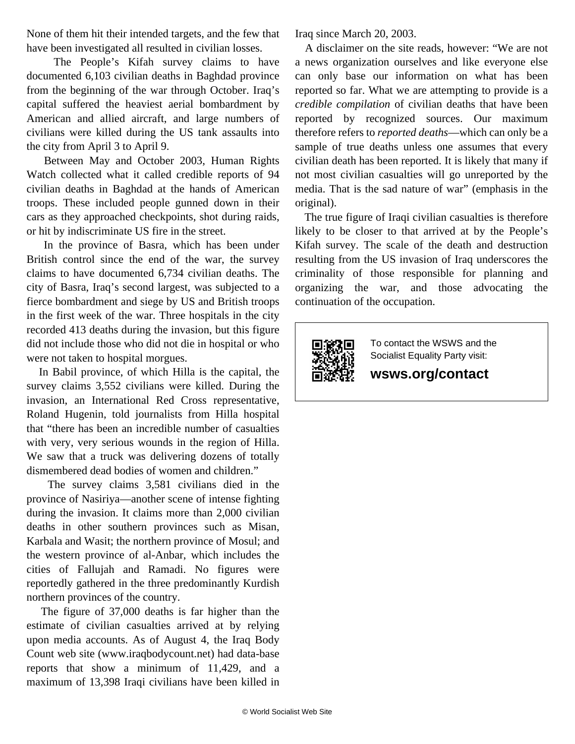None of them hit their intended targets, and the few that have been investigated all resulted in civilian losses.

The People's Kifah survey claims to have documented 6,103 civilian deaths in Baghdad province from the beginning of the war through October. Iraq's capital suffered the heaviest aerial bombardment by American and allied aircraft, and large numbers of civilians were killed during the US tank assaults into the city from April 3 to April 9.

Between May and October 2003, Human Rights Watch collected what it called credible reports of 94 civilian deaths in Baghdad at the hands of American troops. These included people gunned down in their cars as they approached checkpoints, shot during raids, or hit by indiscriminate US fire in the street.

In the province of Basra, which has been under British control since the end of the war, the survey claims to have documented 6,734 civilian deaths. The city of Basra, Iraq's second largest, was subjected to a fierce bombardment and siege by US and British troops in the first week of the war. Three hospitals in the city recorded 413 deaths during the invasion, but this figure did not include those who did not die in hospital or who were not taken to hospital morgues.

In Babil province, of which Hilla is the capital, the survey claims 3,552 civilians were killed. During the invasion, an International Red Cross representative, Roland Hugenin, told journalists from Hilla hospital that "there has been an incredible number of casualties with very, very serious wounds in the region of Hilla. We saw that a truck was delivering dozens of totally dismembered dead bodies of women and children."

The survey claims 3,581 civilians died in the province of Nasiriya—another scene of intense fighting during the invasion. It claims more than 2,000 civilian deaths in other southern provinces such as Misan, Karbala and Wasit; the northern province of Mosul; and the western province of al-Anbar, which includes the cities of Fallujah and Ramadi. No figures were reportedly gathered in the three predominantly Kurdish northern provinces of the country.

The figure of 37,000 deaths is far higher than the estimate of civilian casualties arrived at by relying upon media accounts. As of August 4, the Iraq Body Count web site (www.iraqbodycount.net) had data-base reports that show a minimum of 11,429, and a maximum of 13,398 Iraqi civilians have been killed in Iraq since March 20, 2003.

A disclaimer on the site reads, however: "We are not a news organization ourselves and like everyone else can only base our information on what has been reported so far. What we are attempting to provide is a *credible compilation* of civilian deaths that have been reported by recognized sources. Our maximum therefore refers to *reported deaths*—which can only be a sample of true deaths unless one assumes that every civilian death has been reported. It is likely that many if not most civilian casualties will go unreported by the media. That is the sad nature of war" (emphasis in the original).

The true figure of Iraqi civilian casualties is therefore likely to be closer to that arrived at by the People's Kifah survey. The scale of the death and destruction resulting from the US invasion of Iraq underscores the criminality of those responsible for planning and organizing the war, and those advocating the continuation of the occupation.

To contact the WSWS and the Socialist Equality Party visit:

**wsws.org/contact**